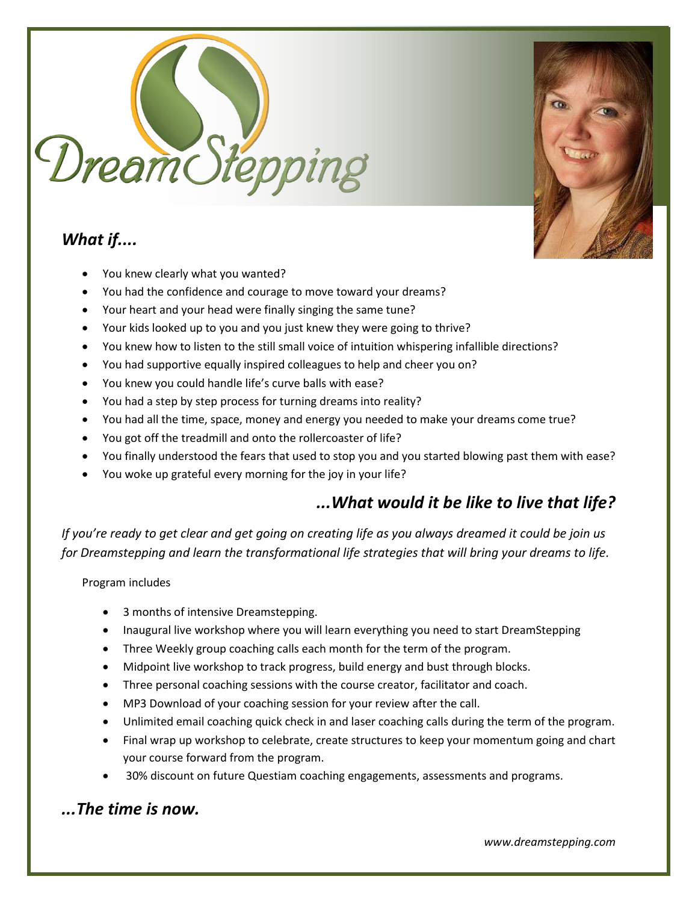# DreamStepping

## *What if....*

- You knew clearly what you wanted?
- You had the confidence and courage to move toward your dreams?
- Your heart and your head were finally singing the same tune?
- Your kids looked up to you and you just knew they were going to thrive?
- You knew how to listen to the still small voice of intuition whispering infallible directions?
- You had supportive equally inspired colleagues to help and cheer you on?
- You knew you could handle life's curve balls with ease?
- You had a step by step process for turning dreams into reality?
- You had all the time, space, money and energy you needed to make your dreams come true?
- You got off the treadmill and onto the rollercoaster of life?
- You finally understood the fears that used to stop you and you started blowing past them with ease?
- You woke up grateful every morning for the joy in your life?

## *...What would it be like to live that life?*

*If you're ready to get clear and get going on creating life as you always dreamed it could be join us for Dreamstepping and learn the transformational life strategies that will bring your dreams to life.*

Program includes

- 3 months of intensive Dreamstepping.
- Inaugural live workshop where you will learn everything you need to start DreamStepping
- Three Weekly group coaching calls each month for the term of the program.
- Midpoint live workshop to track progress, build energy and bust through blocks.
- Three personal coaching sessions with the course creator, facilitator and coach.
- MP3 Download of your coaching session for your review after the call.
- Unlimited email coaching quick check in and laser coaching calls during the term of the program.
- Final wrap up workshop to celebrate, create structures to keep your momentum going and chart your course forward from the program.
- 30% discount on future Questiam coaching engagements, assessments and programs.

## *...The time is now.*

*www.dreamstepping.com*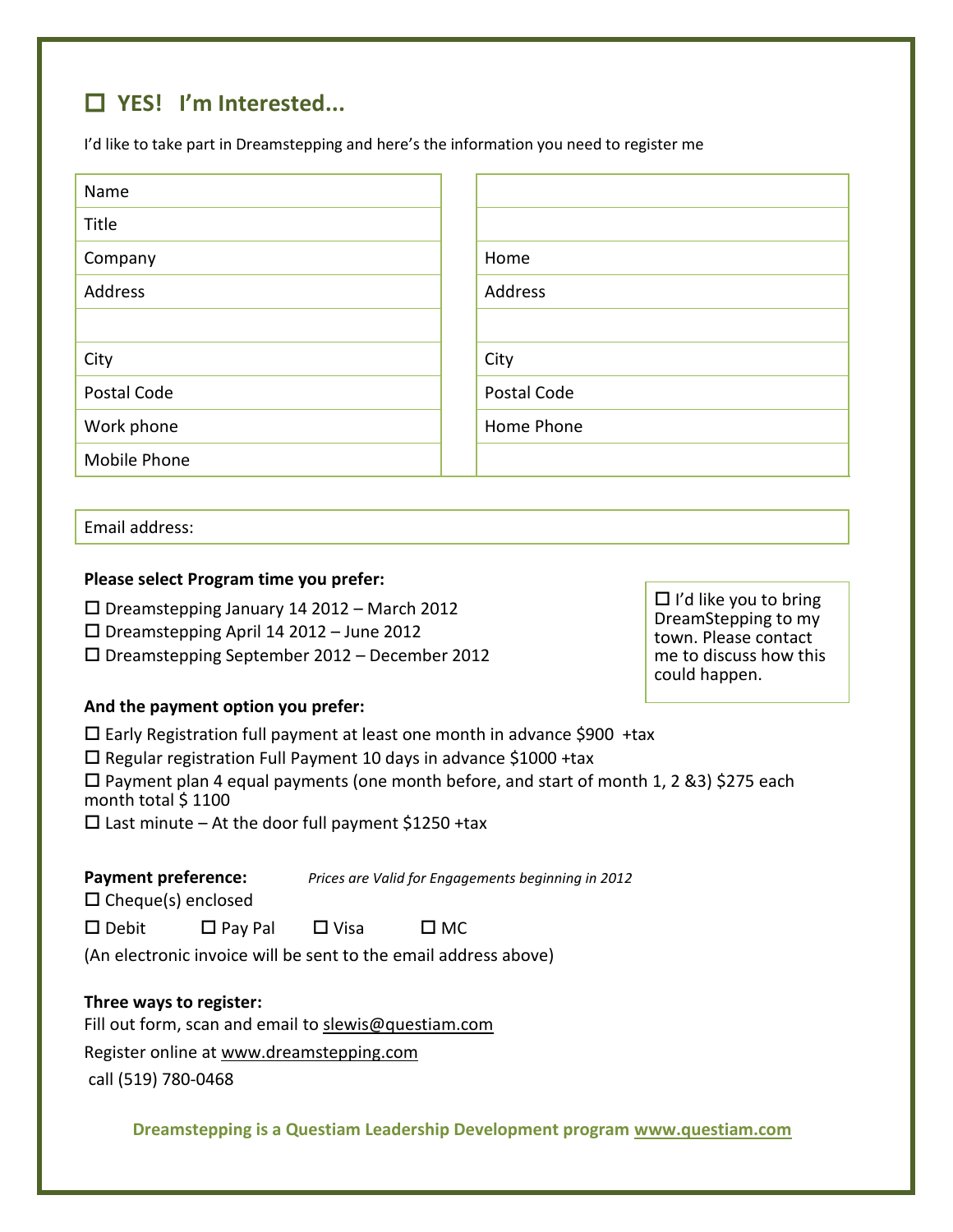## ☐ YES! I'm Interested...

I'd like to take part in Dreamstepping and here's the information you need to register me

| | |
|---|---|
| Name | |
| Title | |
| Company | Home |
| Address | Address |
| | |
| City | City |
| Postal Code | Postal Code |
| Work phone | Home Phone |
| Mobile Phone | |

| |
|---|
| Email address: |

**Please select Program time you prefer:**

☐ Dreamstepping January 14 2012 – March 2012
☐ Dreamstepping April 14 2012 – June 2012
☐ Dreamstepping September 2012 – December 2012

☐ I'd like you to bring DreamStepping to my town. Please contact me to discuss how this could happen.

**And the payment option you prefer:**

☐ Early Registration full payment at least one month in advance $900 +tax
☐ Regular registration Full Payment 10 days in advance $1000 +tax
☐ Payment plan 4 equal payments (one month before, and start of month 1, 2 &3) $275 each month total $ 1100
☐ Last minute – At the door full payment $1250 +tax

**Payment preference:** *Prices are Valid for Engagements beginning in 2012*

☐ Cheque(s) enclosed

☐ Debit ☐ Pay Pal ☐ Visa ☐ MC

(An electronic invoice will be sent to the email address above)

**Three ways to register:**

Fill out form, scan and email to slewis@questiam.com

Register online at www.dreamstepping.com

call (519) 780-0468

**Dreamstepping is a Questiam Leadership Development program www.questiam.com**